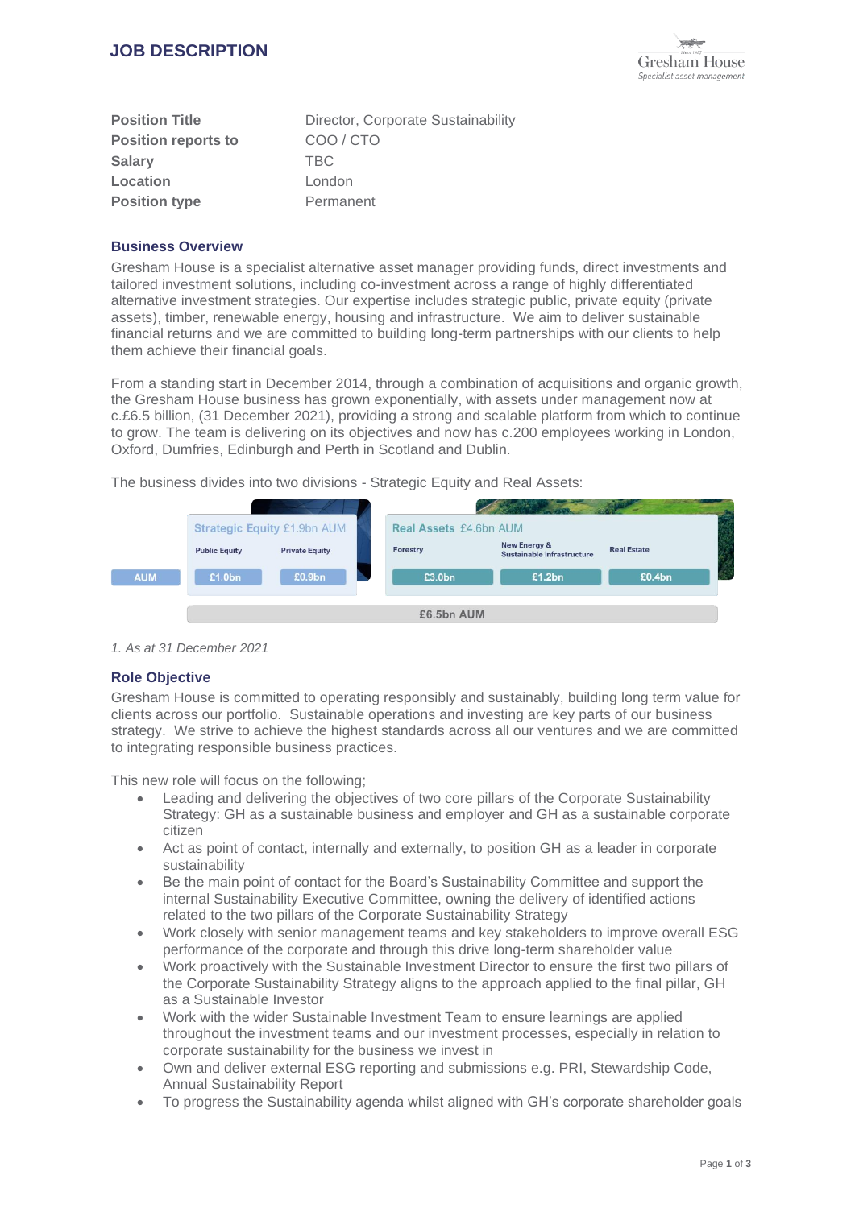# JOB DESCRIPTION

Gresham House
*Specialist asset management*

| | |
|---|---|
| **Position Title** | Director, Corporate Sustainability |
| **Position reports to** | COO / CTO |
| **Salary** | TBC |
| **Location** | London |
| **Position type** | Permanent |

## Business Overview

Gresham House is a specialist alternative asset manager providing funds, direct investments and tailored investment solutions, including co-investment across a range of highly differentiated alternative investment strategies. Our expertise includes strategic public, private equity (private assets), timber, renewable energy, housing and infrastructure. We aim to deliver sustainable financial returns and we are committed to building long-term partnerships with our clients to help them achieve their financial goals.

From a standing start in December 2014, through a combination of acquisitions and organic growth, the Gresham House business has grown exponentially, with assets under management now at c.£6.5 billion, (31 December 2021), providing a strong and scalable platform from which to continue to grow. The team is delivering on its objectives and now has c.200 employees working in London, Oxford, Dumfries, Edinburgh and Perth in Scotland and Dublin.

The business divides into two divisions - Strategic Equity and Real Assets:

| | Strategic Equity £1.9bn AUM | | Real Assets £4.6bn AUM | | |
|---|---|---|---|---|---|
| | Public Equity | Private Equity | Forestry | New Energy & Sustainable Infrastructure | Real Estate |
| AUM | £1.0bn | £0.9bn | £3.0bn | £1.2bn | £0.4bn |
| | £6.5bn AUM | | | | |

*1. As at 31 December 2021*

## Role Objective

Gresham House is committed to operating responsibly and sustainably, building long term value for clients across our portfolio. Sustainable operations and investing are key parts of our business strategy. We strive to achieve the highest standards across all our ventures and we are committed to integrating responsible business practices.

This new role will focus on the following;

- Leading and delivering the objectives of two core pillars of the Corporate Sustainability Strategy: GH as a sustainable business and employer and GH as a sustainable corporate citizen
- Act as point of contact, internally and externally, to position GH as a leader in corporate sustainability
- Be the main point of contact for the Board's Sustainability Committee and support the internal Sustainability Executive Committee, owning the delivery of identified actions related to the two pillars of the Corporate Sustainability Strategy
- Work closely with senior management teams and key stakeholders to improve overall ESG performance of the corporate and through this drive long-term shareholder value
- Work proactively with the Sustainable Investment Director to ensure the first two pillars of the Corporate Sustainability Strategy aligns to the approach applied to the final pillar, GH as a Sustainable Investor
- Work with the wider Sustainable Investment Team to ensure learnings are applied throughout the investment teams and our investment processes, especially in relation to corporate sustainability for the business we invest in
- Own and deliver external ESG reporting and submissions e.g. PRI, Stewardship Code, Annual Sustainability Report
- To progress the Sustainability agenda whilst aligned with GH's corporate shareholder goals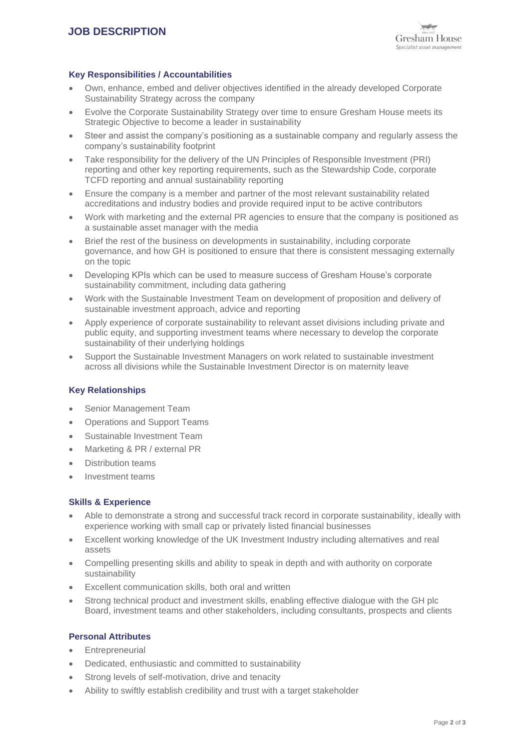## Key Responsibilities / Accountabilities

- Own, enhance, embed and deliver objectives identified in the already developed Corporate Sustainability Strategy across the company
- Evolve the Corporate Sustainability Strategy over time to ensure Gresham House meets its Strategic Objective to become a leader in sustainability
- Steer and assist the company's positioning as a sustainable company and regularly assess the company's sustainability footprint
- Take responsibility for the delivery of the UN Principles of Responsible Investment (PRI) reporting and other key reporting requirements, such as the Stewardship Code, corporate TCFD reporting and annual sustainability reporting
- Ensure the company is a member and partner of the most relevant sustainability related accreditations and industry bodies and provide required input to be active contributors
- Work with marketing and the external PR agencies to ensure that the company is positioned as a sustainable asset manager with the media
- Brief the rest of the business on developments in sustainability, including corporate governance, and how GH is positioned to ensure that there is consistent messaging externally on the topic
- Developing KPIs which can be used to measure success of Gresham House's corporate sustainability commitment, including data gathering
- Work with the Sustainable Investment Team on development of proposition and delivery of sustainable investment approach, advice and reporting
- Apply experience of corporate sustainability to relevant asset divisions including private and public equity, and supporting investment teams where necessary to develop the corporate sustainability of their underlying holdings
- Support the Sustainable Investment Managers on work related to sustainable investment across all divisions while the Sustainable Investment Director is on maternity leave

## Key Relationships

- Senior Management Team
- Operations and Support Teams
- Sustainable Investment Team
- Marketing & PR / external PR
- Distribution teams
- Investment teams

## Skills & Experience

- Able to demonstrate a strong and successful track record in corporate sustainability, ideally with experience working with small cap or privately listed financial businesses
- Excellent working knowledge of the UK Investment Industry including alternatives and real assets
- Compelling presenting skills and ability to speak in depth and with authority on corporate sustainability
- Excellent communication skills, both oral and written
- Strong technical product and investment skills, enabling effective dialogue with the GH plc Board, investment teams and other stakeholders, including consultants, prospects and clients

## Personal Attributes

- Entrepreneurial
- Dedicated, enthusiastic and committed to sustainability
- Strong levels of self-motivation, drive and tenacity
- Ability to swiftly establish credibility and trust with a target stakeholder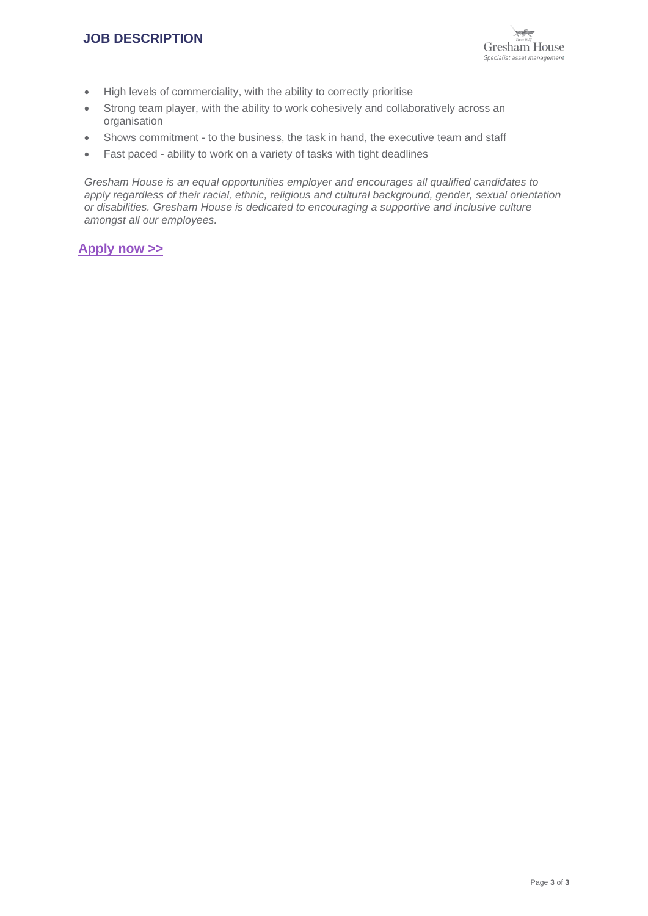- High levels of commerciality, with the ability to correctly prioritise
- Strong team player, with the ability to work cohesively and collaboratively across an organisation
- Shows commitment - to the business, the task in hand, the executive team and staff
- Fast paced - ability to work on a variety of tasks with tight deadlines

*Gresham House is an equal opportunities employer and encourages all qualified candidates to apply regardless of their racial, ethnic, religious and cultural background, gender, sexual orientation or disabilities. Gresham House is dedicated to encouraging a supportive and inclusive culture amongst all our employees.*

**Apply now >>**